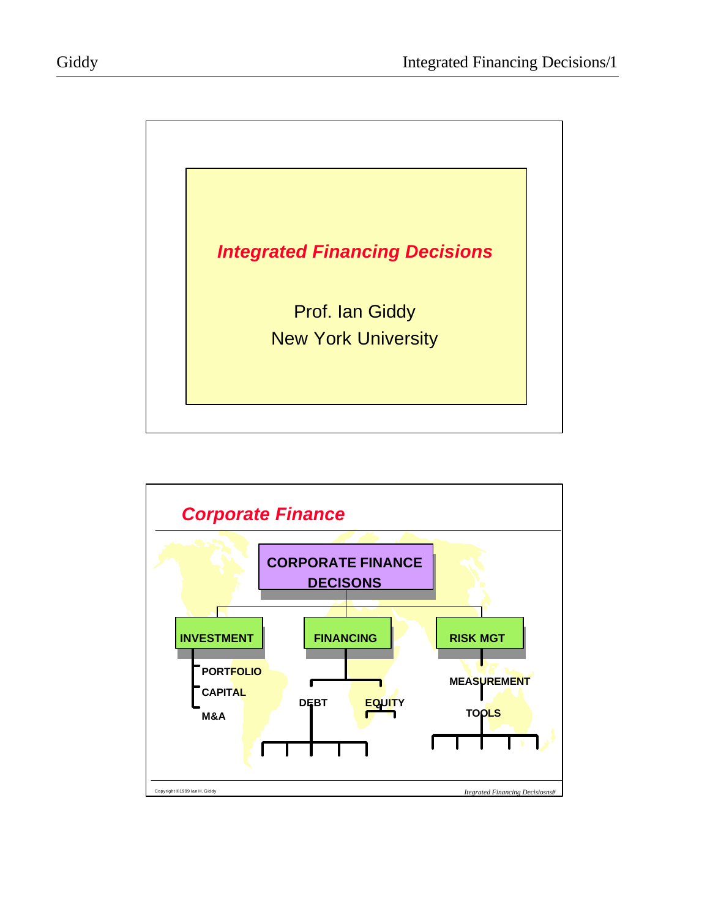## Integrated Financing Decisions

Prof. Ian Giddy
New York University

---

## Corporate Finance

**CORPORATE FINANCE DECISONS**

- **INVESTMENT**
  - PORTFOLIO
  - CAPITAL
  - M&A
- **FINANCING**
  - DEBT
  - EQUITY
- **RISK MGT**
  - MEASUREMENT
  - TOOLS

Copyright ©1999 Ian H. Giddy

*Itegrated Financing Decisiosns#*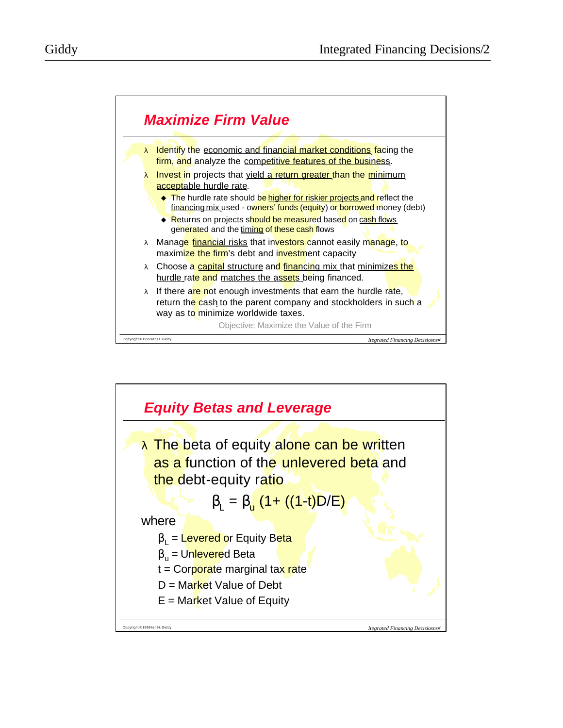## Maximize Firm Value

- Identify the economic and financial market conditions facing the firm, and analyze the competitive features of the business.
- Invest in projects that yield a return greater than the minimum acceptable hurdle rate.
  - The hurdle rate should be higher for riskier projects and reflect the financing mix used - owners' funds (equity) or borrowed money (debt)
  - Returns on projects should be measured based on cash flows generated and the timing of these cash flows
- Manage financial risks that investors cannot easily manage, to maximize the firm's debt and investment capacity
- Choose a capital structure and financing mix that minimizes the hurdle rate and matches the assets being financed.
- If there are not enough investments that earn the hurdle rate, return the cash to the parent company and stockholders in such a way as to minimize worldwide taxes.

Objective: Maximize the Value of the Firm

## Equity Betas and Leverage

- The beta of equity alone can be written as a function of the unlevered beta and the debt-equity ratio

$$\beta_L = \beta_u \left(1 + ((1-t)D/E)\right)$$

where

$\beta_L$ = Levered or Equity Beta

$\beta_u$ = Unlevered Beta

t = Corporate marginal tax rate

D = Market Value of Debt

E = Market Value of Equity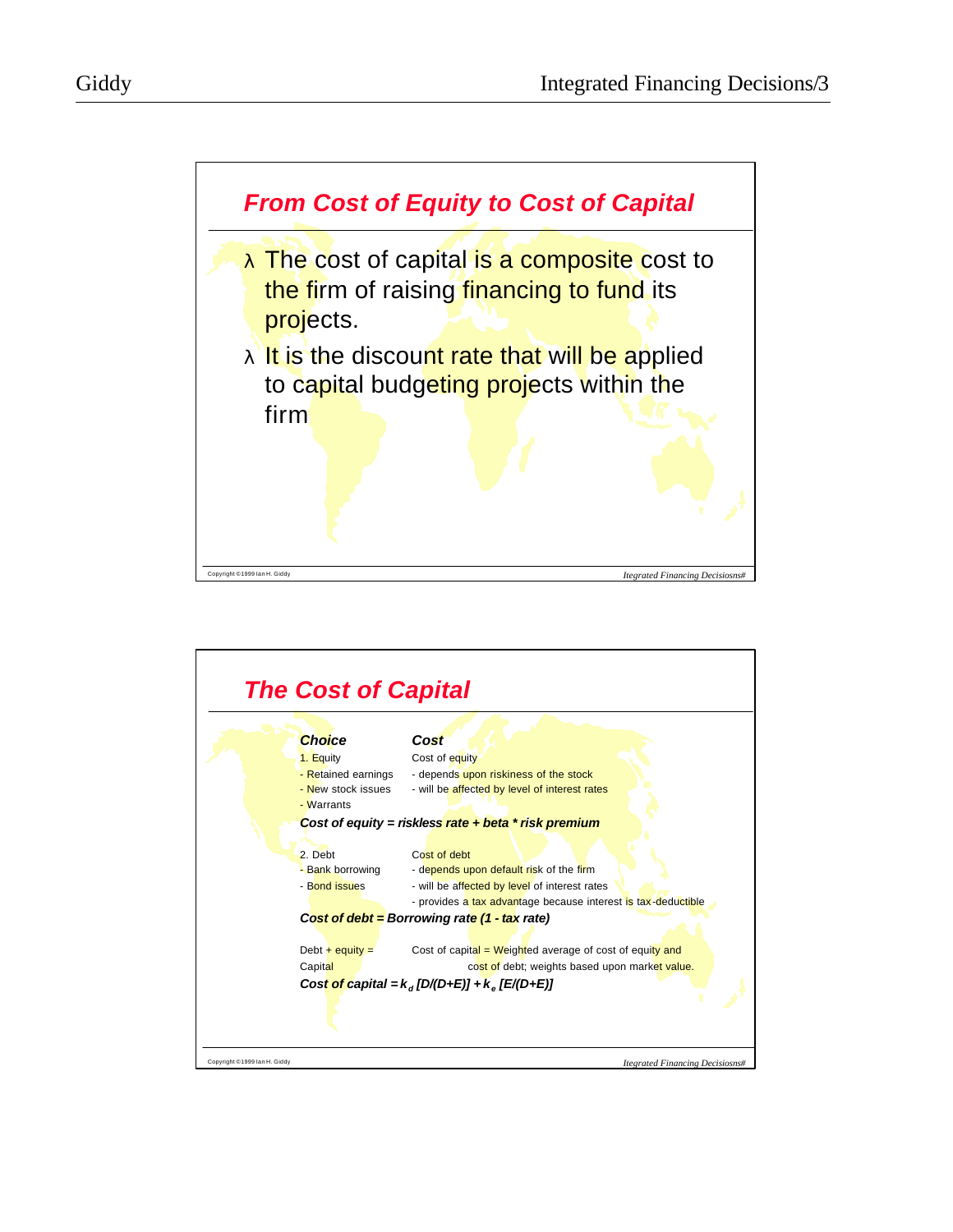## *From Cost of Equity to Cost of Capital*

- The cost of capital is a composite cost to the firm of raising financing to fund its projects.
- It is the discount rate that will be applied to capital budgeting projects within the firm

## *The Cost of Capital*

| ***Choice*** | ***Cost*** |
|---|---|
| 1. Equity | Cost of equity |
| - Retained earnings | - depends upon riskiness of the stock |
| - New stock issues | - will be affected by level of interest rates |
| - Warrants | |

***Cost of equity = riskless rate + beta * risk premium***

| | |
|---|---|
| 2. Debt | Cost of debt |
| - Bank borrowing | - depends upon default risk of the firm |
| - Bond issues | - will be affected by level of interest rates |
| | - provides a tax advantage because interest is tax-deductible |

***Cost of debt = Borrowing rate (1 - tax rate)***

| | |
|---|---|
| Debt + equity = Capital | Cost of capital = Weighted average of cost of equity and cost of debt; weights based upon market value. |

***Cost of capital*** $= k_d\,[D/(D+E)] + k_e\,[E/(D+E)]$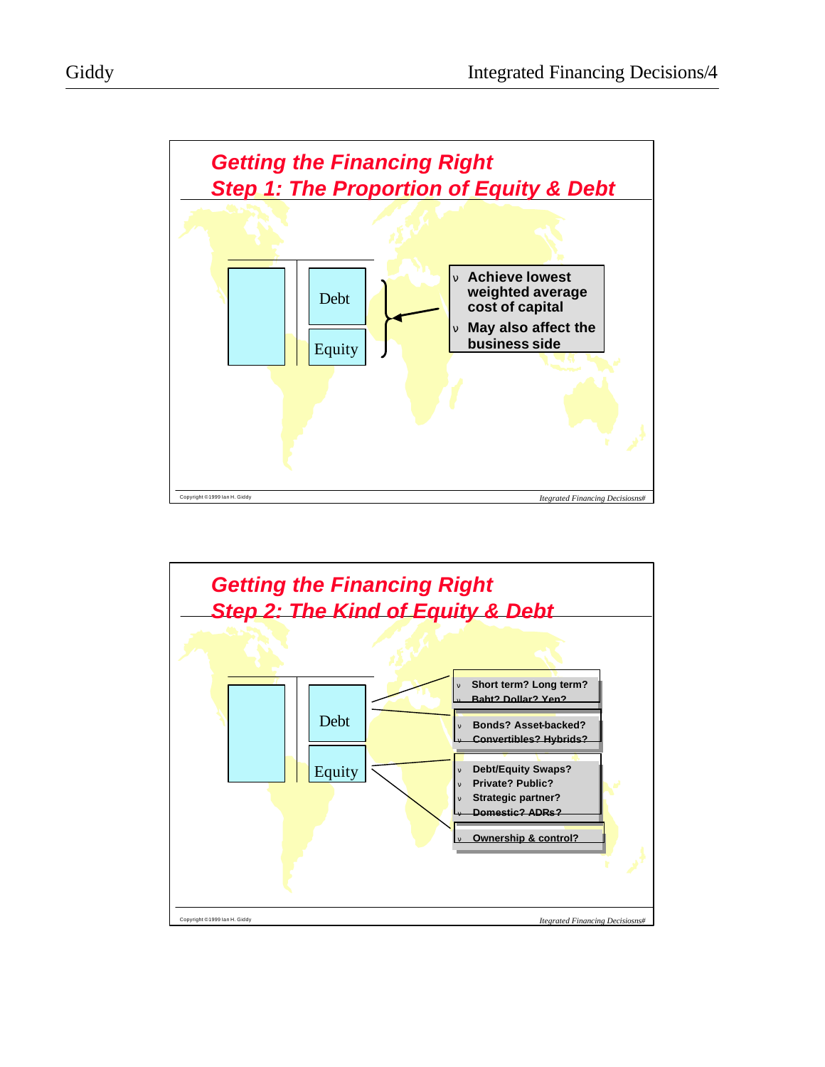## Getting the Financing Right
## Step 1: The Proportion of Equity & Debt

Debt

Equity

- Achieve lowest weighted average cost of capital
- May also affect the business side

Copyright ©1999 Ian H. Giddy

*Itegrated Financing Decisiosns#*

## Getting the Financing Right
## Step 2: The Kind of Equity & Debt

Debt

Equity

- Short term? Long term?
- Baht? Dollar? Yen?

- Bonds? Asset-backed?
- Convertibles? Hybrids?

- Debt/Equity Swaps?
- Private? Public?
- Strategic partner?
- Domestic? ADRs?

- Ownership & control?

Copyright ©1999 Ian H. Giddy

*Itegrated Financing Decisiosns#*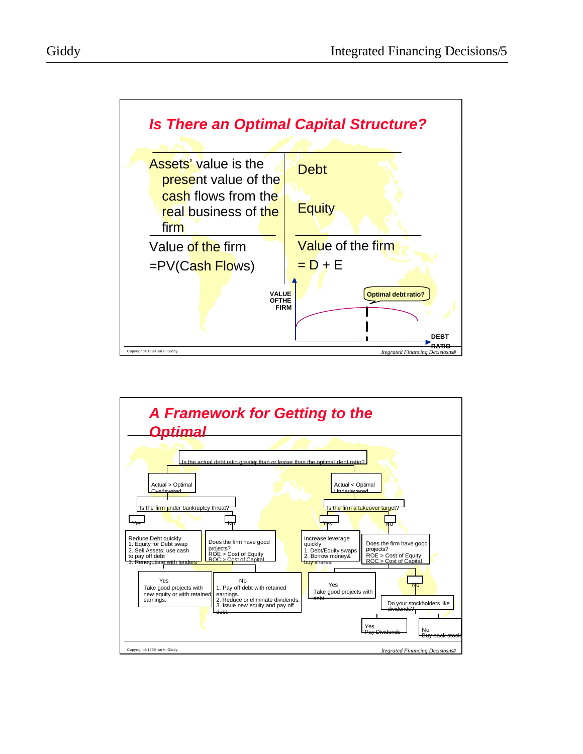## Is There an Optimal Capital Structure?

| Assets' value is the present value of the cash flows from the real business of the firm | Debt<br><br>Equity |
|---|---|
| Value of the firm<br>=PV(Cash Flows) | Value of the firm<br>= D + E |

VALUE OFTHE FIRM

Optimal debt ratio?

DEBT RATIO

Copyright ©1999 Ian H. Giddy

*Itegrated Financing Decisiosns#*

## A Framework for Getting to the Optimal

Is the actual debt ratio greater than or lesser than the optimal debt ratio?

- **Actual > Optimal — Overlevered**
  - Is the firm under bankruptcy threat?
    - **Yes:** Reduce Debt quickly
      1. Equity for Debt swap
      2. Sell Assets; use cash to pay off debt
      3. Renegotiate with lenders
    - **No:** Does the firm have good projects? ROE > Cost of Equity, ROC > Cost of Capital
      - **Yes:** Take good projects with new equity or with retained earnings.
      - **No:**
        1. Pay off debt with retained earnings.
        2. Reduce or eliminate dividends.
        3. Issue new equity and pay off debt.
- **Actual < Optimal — Underlevered**
  - Is the firm a takeover target?
    - **Yes:** Increase leverage quickly
      1. Debt/Equity swaps
      2. Borrow money& buy shares.
    - **No:** Does the firm have good projects? ROE > Cost of Equity, ROC > Cost of Capital
      - **Yes:** Take good projects with debt.
      - **No:** Do your stockholders like dividends?
        - **Yes:** Pay Dividends
        - **No:** Buy back stock

Copyright ©1999 Ian H. Giddy

*Itegrated Financing Decisiosns#*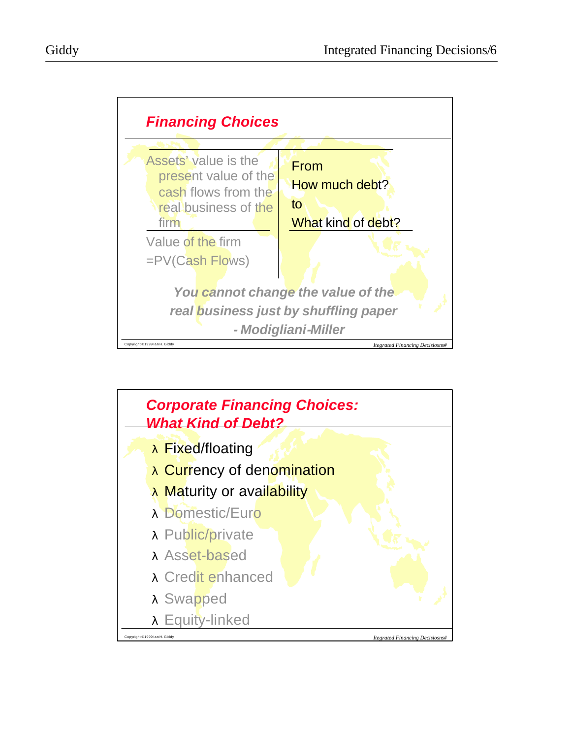## *Financing Choices*

| Assets' value is the present value of the cash flows from the real business of the firm | From How much debt? to What kind of debt? |
|---|---|
| Value of the firm =PV(Cash Flows) | |

***You cannot change the value of the real business just by shuffling paper***

***- Modigliani-Miller***

## *Corporate Financing Choices: What Kind of Debt?*

- Fixed/floating
- Currency of denomination
- Maturity or availability
- Domestic/Euro
- Public/private
- Asset-based
- Credit enhanced
- Swapped
- Equity-linked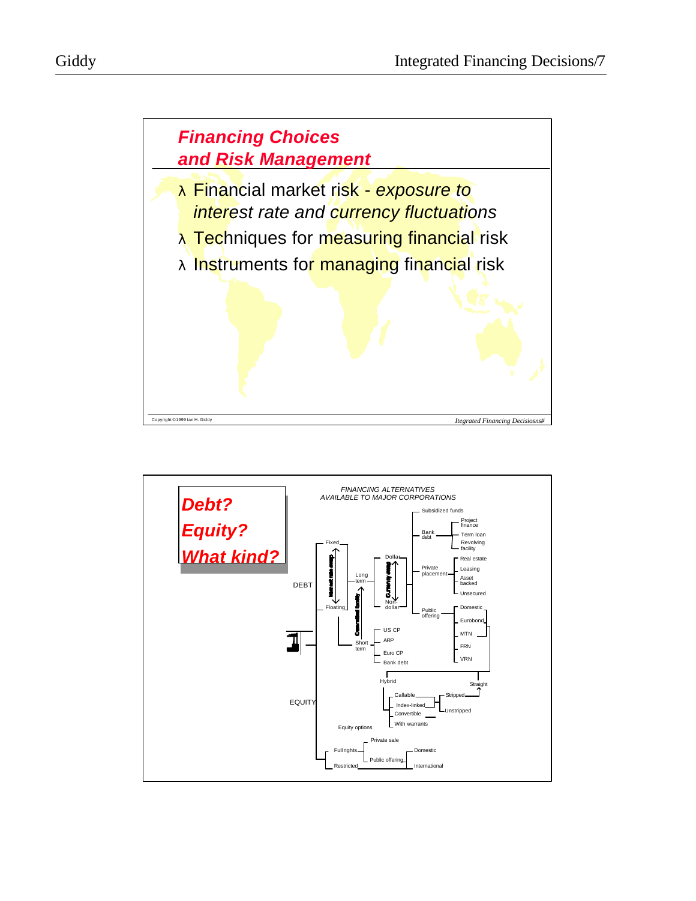## Financing Choices and Risk Management

- Financial market risk - *exposure to interest rate and currency fluctuations*
- Techniques for measuring financial risk
- Instruments for managing financial risk

## Debt? Equity? What kind?

*FINANCING ALTERNATIVES AVAILABLE TO MAJOR CORPORATIONS*

- DEBT
  - Fixed / Floating (Interest rate swap)
  - Long term (Commercial facility)
    - Dollar / Non-dollar (Currency swap)
      - Subsidized funds
      - Bank debt
        - Project finance
        - Term loan
        - Revolving facility
      - Private placement
        - Real estate
        - Leasing
        - Asset backed
        - Unsecured
      - Public offering
        - Domestic
        - Eurobond
        - MTN
        - FRN
        - VRN
  - Short term
    - US CP
    - ARP
    - Euro CP
    - Bank debt
- Hybrid
  - Callable
  - Index-linked
  - Convertible
  - With warrants
  - Stripped / Unstripped
  - Straight
- EQUITY
  - Equity options
  - Full rights
    - Private sale
    - Public offering
      - Domestic
      - International
  - Restricted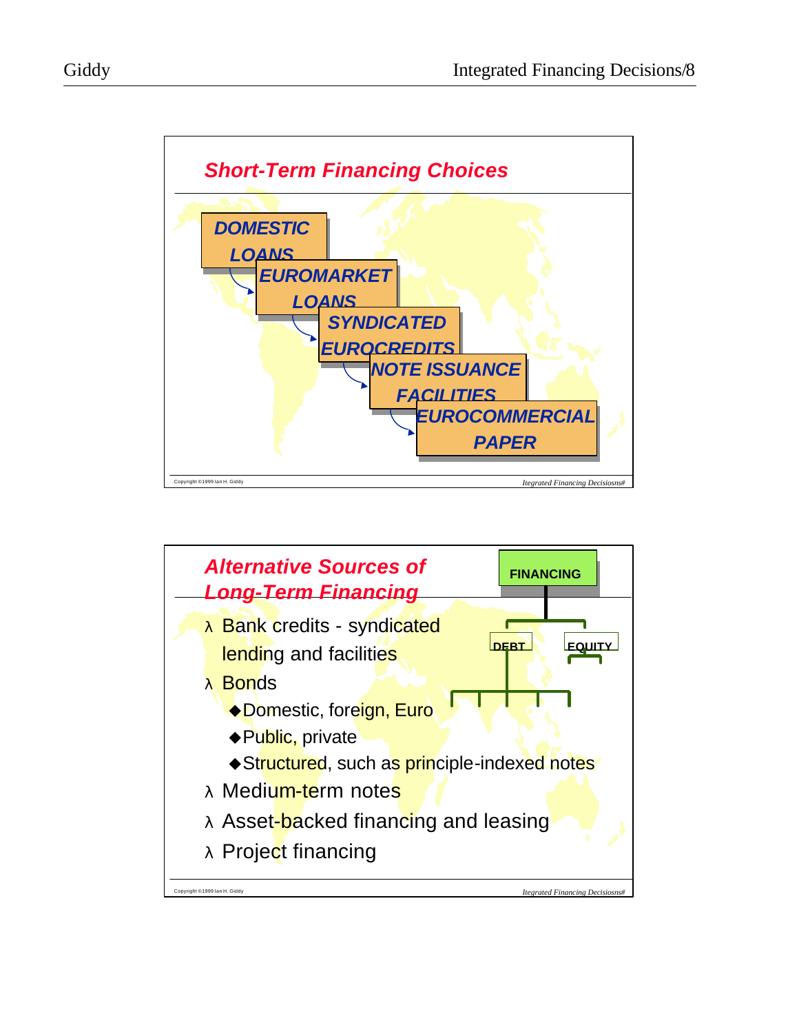## Short-Term Financing Choices

- DOMESTIC LOANS
- EUROMARKET LOANS
- SYNDICATED EUROCREDITS
- NOTE ISSUANCE FACILITIES
- EUROCOMMERCIAL PAPER

Copyright ©1999 Ian H. Giddy

## Alternative Sources of Long-Term Financing

FINANCING

DEBT EQUITY

- Bank credits - syndicated lending and facilities
- Bonds
  - Domestic, foreign, Euro
  - Public, private
  - Structured, such as principle-indexed notes
- Medium-term notes
- Asset-backed financing and leasing
- Project financing

Copyright ©1999 Ian H. Giddy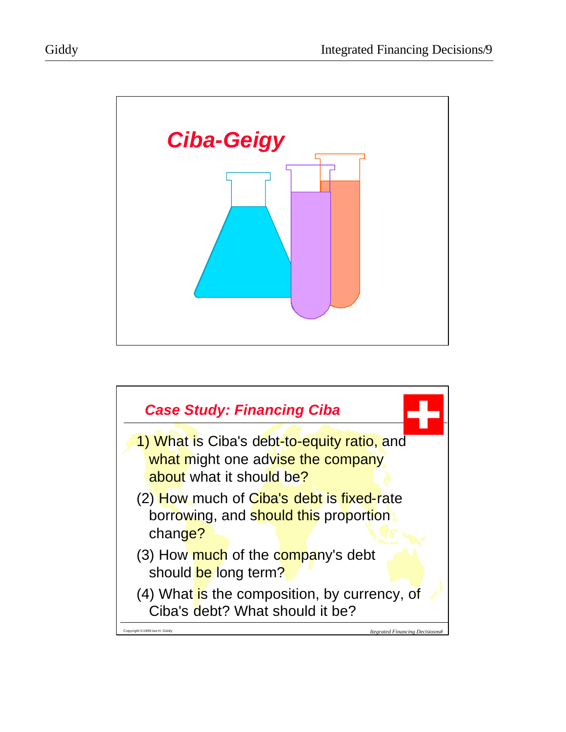## Ciba-Geigy

## Case Study: Financing Ciba

1) What is Ciba's debt-to-equity ratio, and what might one advise the company about what it should be?

(2) How much of Ciba's debt is fixed-rate borrowing, and should this proportion change?

(3) How much of the company's debt should be long term?

(4) What is the composition, by currency, of Ciba's debt? What should it be?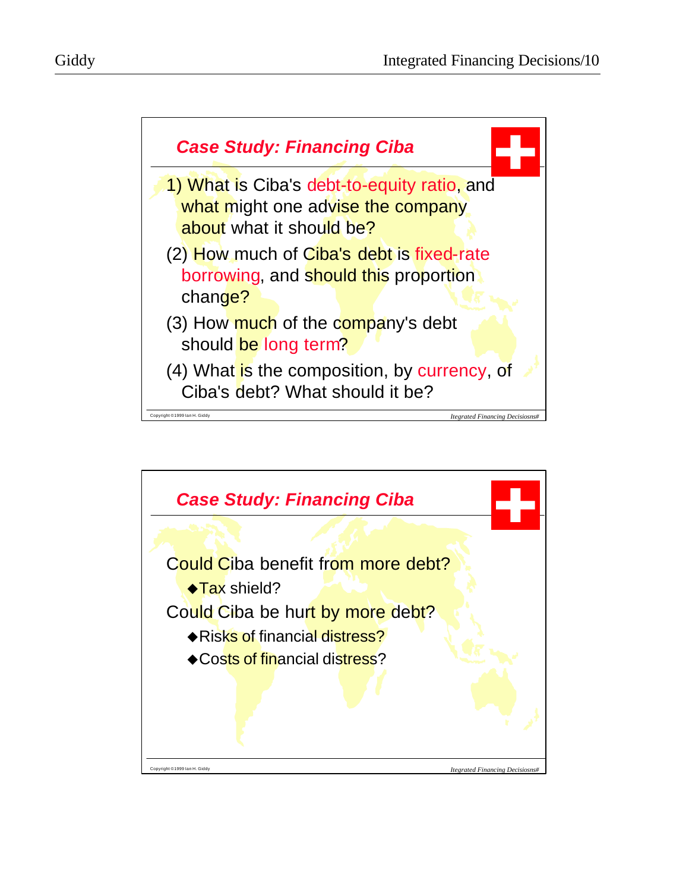## Case Study: Financing Ciba

1) What is Ciba's debt-to-equity ratio, and what might one advise the company about what it should be?

(2) How much of Ciba's debt is fixed-rate borrowing, and should this proportion change?

(3) How much of the company's debt should be long term?

(4) What is the composition, by currency, of Ciba's debt? What should it be?

Copyright ©1999 Ian H. Giddy

## Case Study: Financing Ciba

Could Ciba benefit from more debt?

- Tax shield?

Could Ciba be hurt by more debt?

- Risks of financial distress?
- Costs of financial distress?

Copyright ©1999 Ian H. Giddy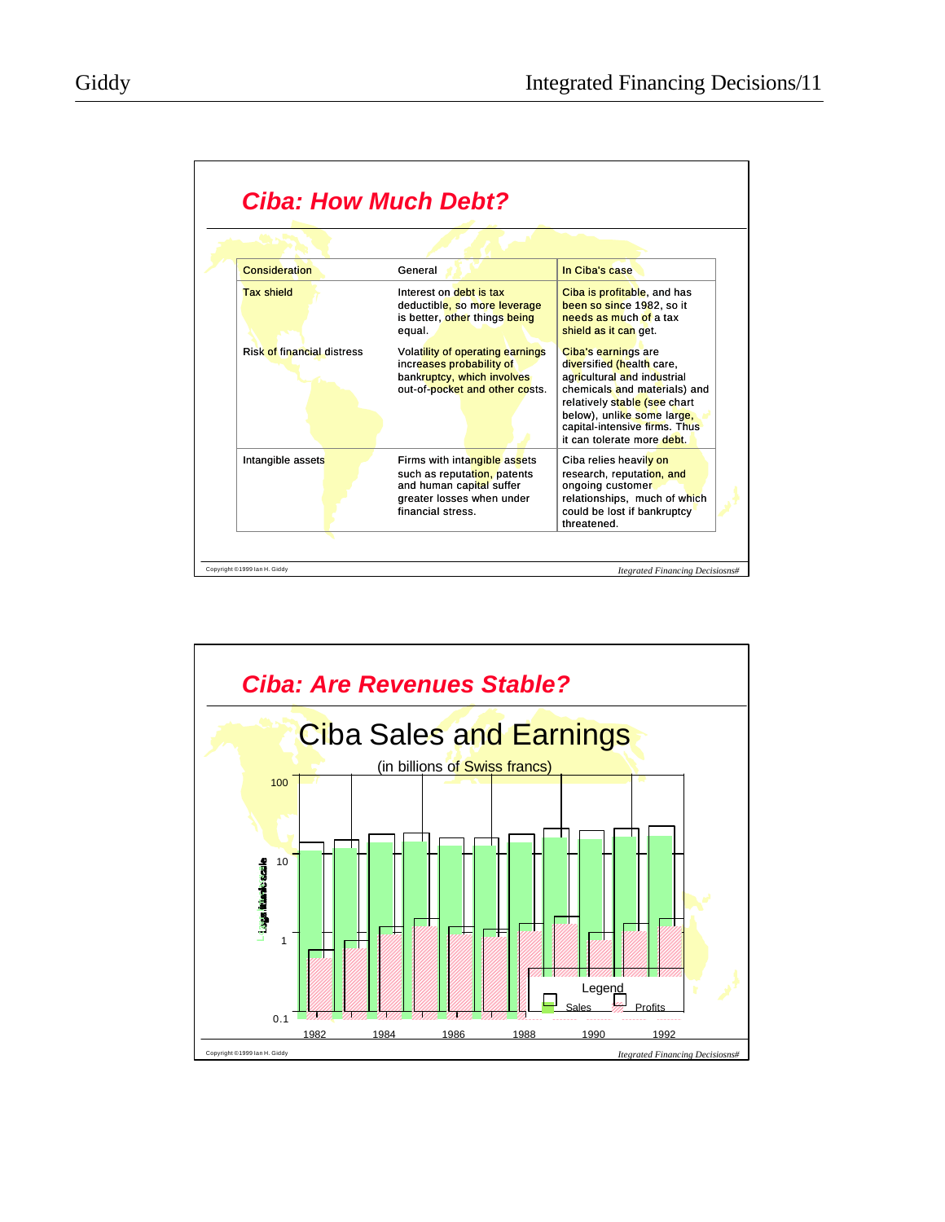## Ciba: How Much Debt?

| Consideration | General | In Ciba's case |
|---|---|---|
| Tax shield | Interest on debt is tax deductible, so more leverage is better, other things being equal. | Ciba is profitable, and has been so since 1982, so it needs as much of a tax shield as it can get. |
| Risk of financial distress | Volatility of operating earnings increases probability of bankruptcy, which involves out-of-pocket and other costs. | Ciba's earnings are diversified (health care, agricultural and industrial chemicals and materials) and relatively stable (see chart below), unlike some large, capital-intensive firms. Thus it can tolerate more debt. |
| Intangible assets | Firms with intangible assets such as reputation, patents and human capital suffer greater losses when under financial stress. | Ciba relies heavily on research, reputation, and ongoing customer relationships, much of which could be lost if bankruptcy threatened. |

Copyright ©1999 Ian H. Giddy

## Ciba: Are Revenues Stable?

Ciba Sales and Earnings

(in billions of Swiss francs)

Log scale: 0.1, 1, 10, 100

Years: 1982, 1984, 1986, 1988, 1990, 1992

Legend: Sales, Profits

Copyright ©1999 Ian H. Giddy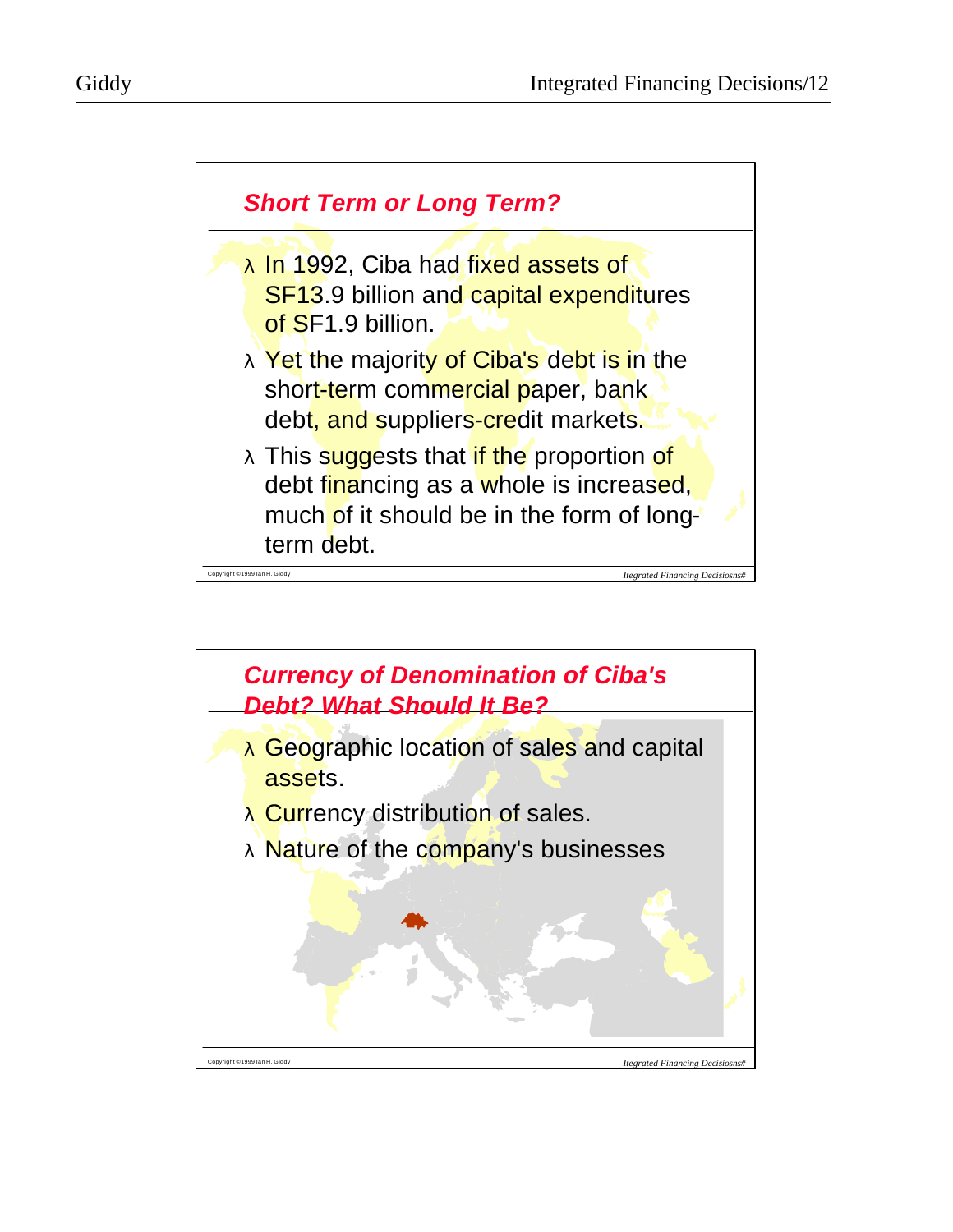## Short Term or Long Term?

- In 1992, Ciba had fixed assets of SF13.9 billion and capital expenditures of SF1.9 billion.
- Yet the majority of Ciba's debt is in the short-term commercial paper, bank debt, and suppliers-credit markets.
- This suggests that if the proportion of debt financing as a whole is increased, much of it should be in the form of long-term debt.

## Currency of Denomination of Ciba's Debt? What Should It Be?

- Geographic location of sales and capital assets.
- Currency distribution of sales.
- Nature of the company's businesses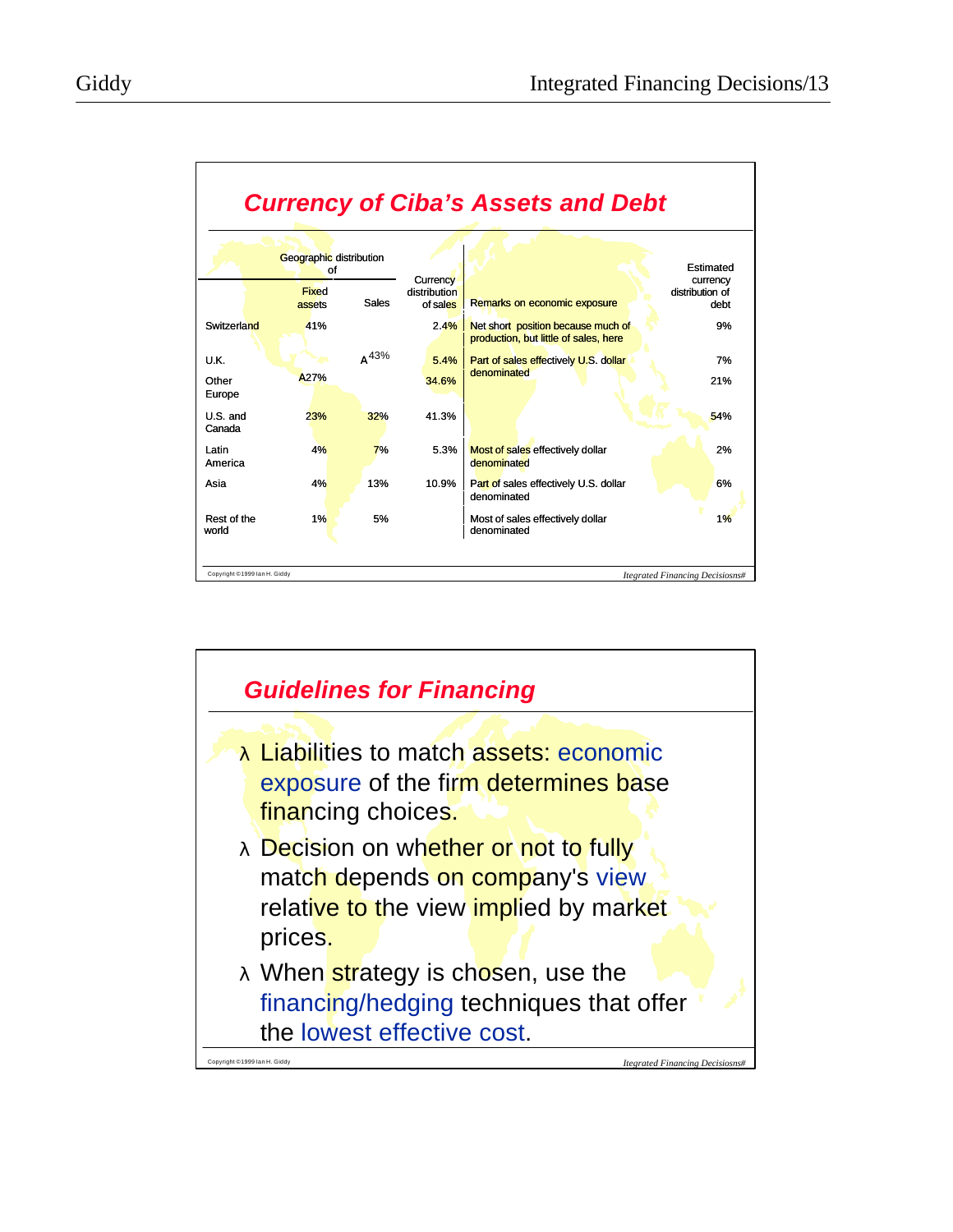## Currency of Ciba's Assets and Debt

| | Geographic distribution of Fixed assets | Geographic distribution of Sales | Currency distribution of sales | Remarks on economic exposure | Estimated currency distribution of debt |
|---|---|---|---|---|---|
| Switzerland | 41% | | 2.4% | Net short position because much of production, but little of sales, here | 9% |
| U.K. | | A 43% | 5.4% | Part of sales effectively U.S. dollar denominated | 7% |
| Other Europe | A27% | | 34.6% | | 21% |
| U.S. and Canada | 23% | 32% | 41.3% | | 54% |
| Latin America | 4% | 7% | 5.3% | Most of sales effectively dollar denominated | 2% |
| Asia | 4% | 13% | 10.9% | Part of sales effectively U.S. dollar denominated | 6% |
| Rest of the world | 1% | 5% | | Most of sales effectively dollar denominated | 1% |

Copyright ©1999 Ian H. Giddy

*Itegrated Financing Decisiosns#*

## Guidelines for Financing

- Liabilities to match assets: economic exposure of the firm determines base financing choices.
- Decision on whether or not to fully match depends on company's view relative to the view implied by market prices.
- When strategy is chosen, use the financing/hedging techniques that offer the lowest effective cost.

Copyright ©1999 Ian H. Giddy

*Itegrated Financing Decisiosns#*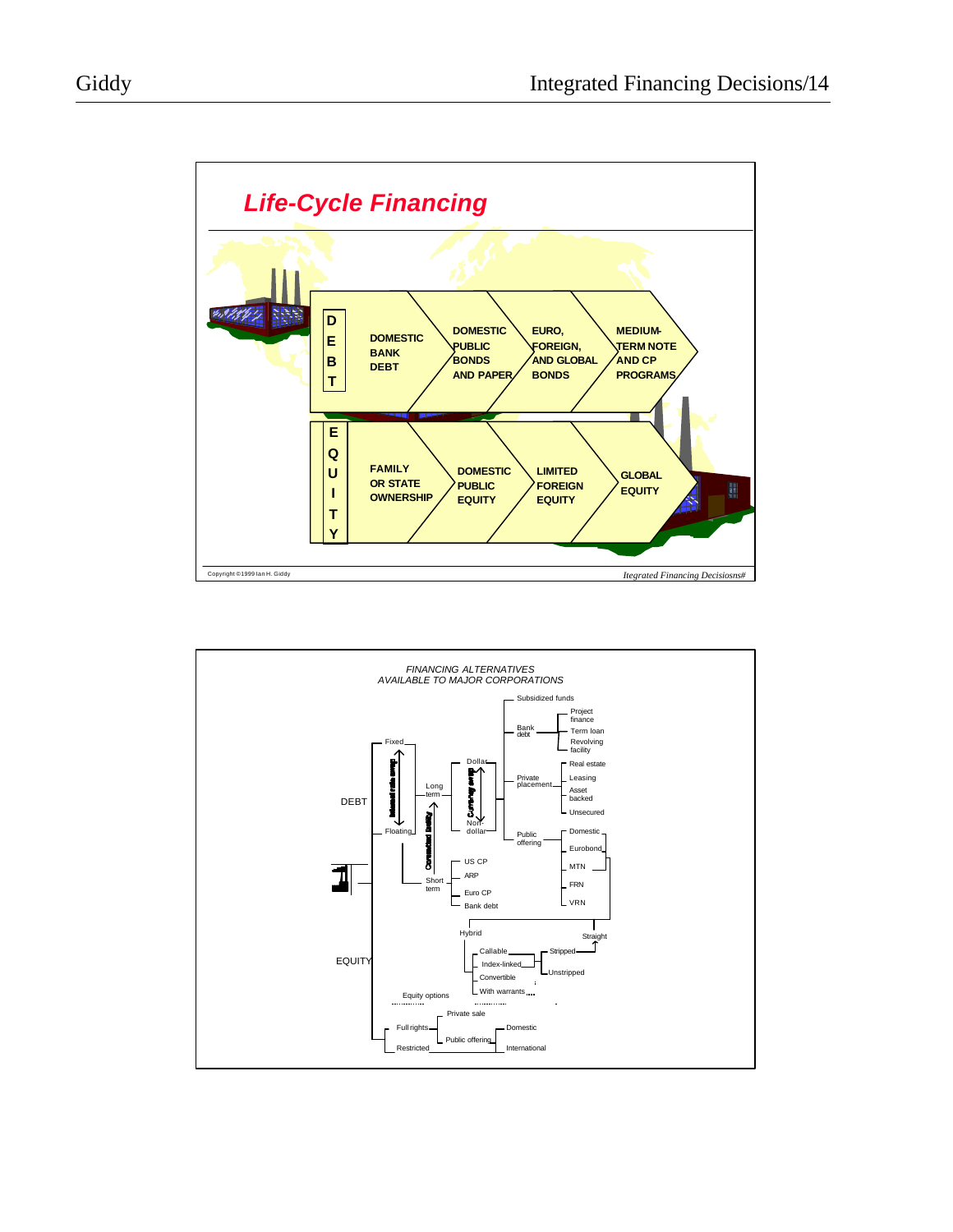## Life-Cycle Financing

DEBT

DOMESTIC BANK DEBT

DOMESTIC PUBLIC BONDS AND PAPER

EURO, FOREIGN, AND GLOBAL BONDS

MEDIUM-TERM NOTE AND CP PROGRAMS

EQUITY

FAMILY OR STATE OWNERSHIP

DOMESTIC PUBLIC EQUITY

LIMITED FOREIGN EQUITY

GLOBAL EQUITY

Copyright ©1999 Ian H. Giddy

*Itegrated Financing Decisiosns#*

*FINANCING ALTERNATIVES AVAILABLE TO MAJOR CORPORATIONS*

DEBT

Fixed

Interest rate swap

Floating

Long term

Convertibility

Short term

Dollar

Currency swap

Non-dollar

US CP

ARP

Euro CP

Bank debt

Subsidized funds

Bank debt

Project finance

Term loan

Revolving facility

Private placement

Real estate

Leasing

Asset backed

Unsecured

Public offering

Domestic

Eurobond

MTN

FRN

VRN

EQUITY

Hybrid

Callable

Index-linked

Convertible

With warrants

Stripped

Unstripped

Straight

Equity options

Private sale

Full rights

Restricted

Public offering

Domestic

International